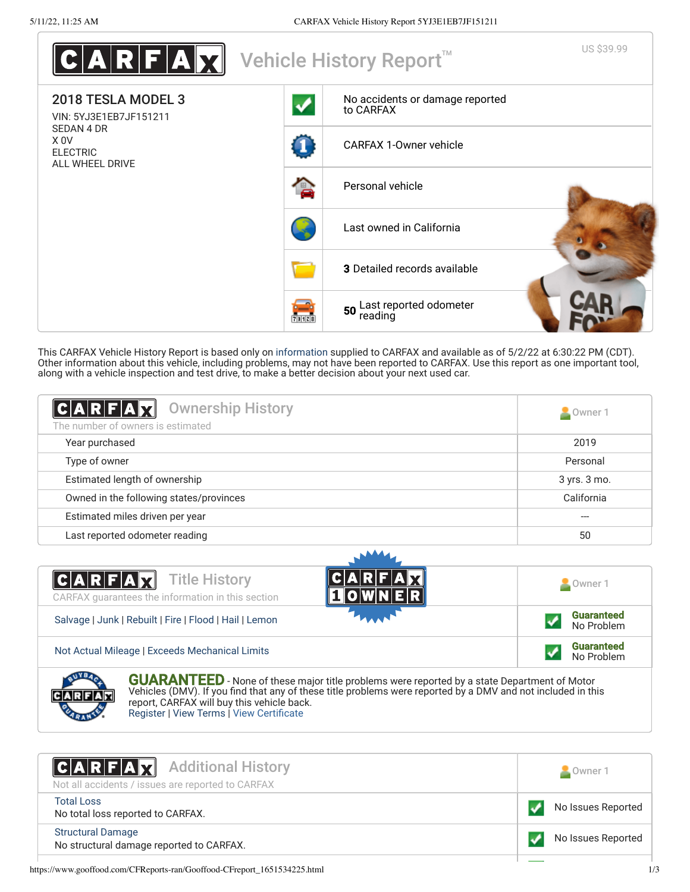# CARFAX Vehicle History Report™

US $39.99

## 2018 TESLA MODEL 3

VIN: 5YJ3E1EB7JF151211
SEDAN 4 DR
X 0V
ELECTRIC
ALL WHEEL DRIVE

- No accidents or damage reported to CARFAX
- CARFAX 1-Owner vehicle
- Personal vehicle
- Last owned in California
- **3** Detailed records available
- **50** Last reported odometer reading

This CARFAX Vehicle History Report is based only on information supplied to CARFAX and available as of 5/2/22 at 6:30:22 PM (CDT). Other information about this vehicle, including problems, may not have been reported to CARFAX. Use this report as one important tool, along with a vehicle inspection and test drive, to make a better decision about your next used car.

## CARFAX Ownership History

The number of owners is estimated

| | Owner 1 |
|---|---|
| Year purchased | 2019 |
| Type of owner | Personal |
| Estimated length of ownership | 3 yrs. 3 mo. |
| Owned in the following states/provinces | California |
| Estimated miles driven per year | --- |
| Last reported odometer reading | 50 |

## CARFAX Title History

CARFAX guarantees the information in this section

CARFAX 1 OWNER

| | Owner 1 |
|---|---|
| Salvage \| Junk \| Rebuilt \| Fire \| Flood \| Hail \| Lemon | **Guaranteed** No Problem |
| Not Actual Mileage \| Exceeds Mechanical Limits | **Guaranteed** No Problem |

**GUARANTEED** - None of these major title problems were reported by a state Department of Motor Vehicles (DMV). If you find that any of these title problems were reported by a DMV and not included in this report, CARFAX will buy this vehicle back.
Register | View Terms | View Certificate

## CARFAX Additional History

Not all accidents / issues are reported to CARFAX

| | Owner 1 |
|---|---|
| Total Loss<br>No total loss reported to CARFAX. | No Issues Reported |
| Structural Damage<br>No structural damage reported to CARFAX. | No Issues Reported |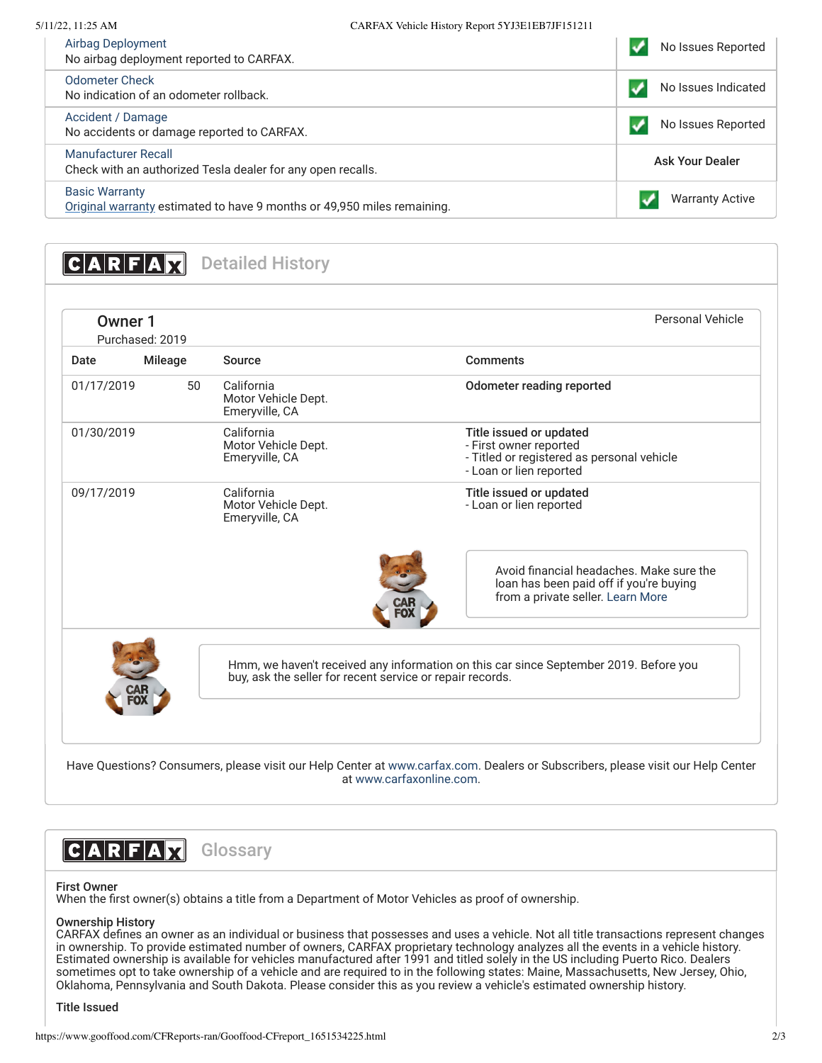| | |
|---|---|
| Airbag Deployment<br>No airbag deployment reported to CARFAX. | No Issues Reported |
| Odometer Check<br>No indication of an odometer rollback. | No Issues Indicated |
| Accident / Damage<br>No accidents or damage reported to CARFAX. | No Issues Reported |
| Manufacturer Recall<br>Check with an authorized Tesla dealer for any open recalls. | Ask Your Dealer |
| Basic Warranty<br>Original warranty estimated to have 9 months or 49,950 miles remaining. | Warranty Active |

## CARFAX Detailed History

### Owner 1

Purchased: 2019

Personal Vehicle

| Date | Mileage | Source | Comments |
|---|---|---|---|
| 01/17/2019 | 50 | California Motor Vehicle Dept. Emeryville, CA | **Odometer reading reported** |
| 01/30/2019 | | California Motor Vehicle Dept. Emeryville, CA | **Title issued or updated**<br>- First owner reported<br>- Titled or registered as personal vehicle<br>- Loan or lien reported |
| 09/17/2019 | | California Motor Vehicle Dept. Emeryville, CA | **Title issued or updated**<br>- Loan or lien reported |

Avoid financial headaches. Make sure the loan has been paid off if you're buying from a private seller. Learn More

Hmm, we haven't received any information on this car since September 2019. Before you buy, ask the seller for recent service or repair records.

Have Questions? Consumers, please visit our Help Center at www.carfax.com. Dealers or Subscribers, please visit our Help Center at www.carfaxonline.com.

## CARFAX Glossary

**First Owner**
When the first owner(s) obtains a title from a Department of Motor Vehicles as proof of ownership.

**Ownership History**
CARFAX defines an owner as an individual or business that possesses and uses a vehicle. Not all title transactions represent changes in ownership. To provide estimated number of owners, CARFAX proprietary technology analyzes all the events in a vehicle history. Estimated ownership is available for vehicles manufactured after 1991 and titled solely in the US including Puerto Rico. Dealers sometimes opt to take ownership of a vehicle and are required to in the following states: Maine, Massachusetts, New Jersey, Ohio, Oklahoma, Pennsylvania and South Dakota. Please consider this as you review a vehicle's estimated ownership history.

**Title Issued**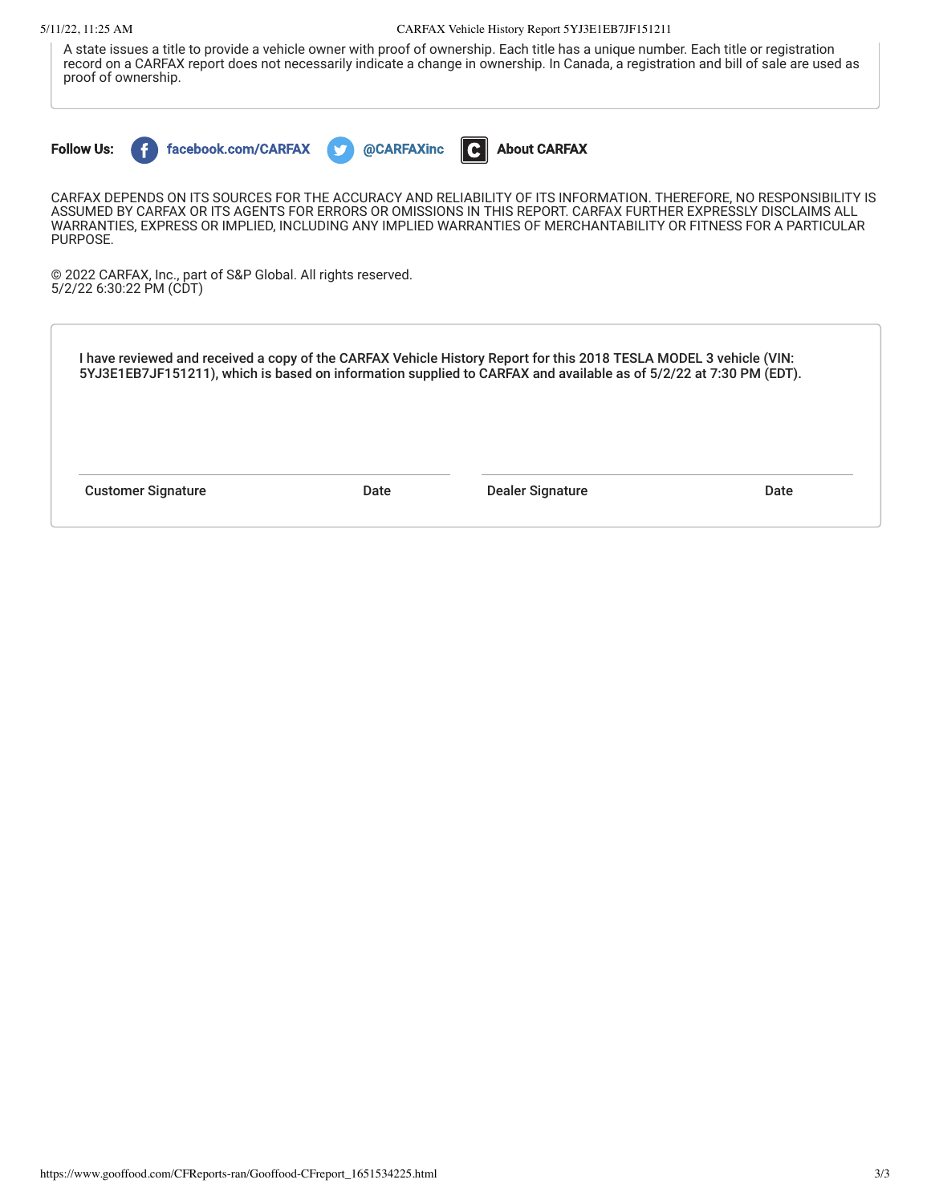A state issues a title to provide a vehicle owner with proof of ownership. Each title has a unique number. Each title or registration record on a CARFAX report does not necessarily indicate a change in ownership. In Canada, a registration and bill of sale are used as proof of ownership.

**Follow Us:** facebook.com/CARFAX @CARFAXinc **About CARFAX**

CARFAX DEPENDS ON ITS SOURCES FOR THE ACCURACY AND RELIABILITY OF ITS INFORMATION. THEREFORE, NO RESPONSIBILITY IS ASSUMED BY CARFAX OR ITS AGENTS FOR ERRORS OR OMISSIONS IN THIS REPORT. CARFAX FURTHER EXPRESSLY DISCLAIMS ALL WARRANTIES, EXPRESS OR IMPLIED, INCLUDING ANY IMPLIED WARRANTIES OF MERCHANTABILITY OR FITNESS FOR A PARTICULAR PURPOSE.

© 2022 CARFAX, Inc., part of S&P Global. All rights reserved.
5/2/22 6:30:22 PM (CDT)

I have reviewed and received a copy of the CARFAX Vehicle History Report for this 2018 TESLA MODEL 3 vehicle (VIN: 5YJ3E1EB7JF151211), which is based on information supplied to CARFAX and available as of 5/2/22 at 7:30 PM (EDT).

| | | | |
|---|---|---|---|
| **Customer Signature** | **Date** | **Dealer Signature** | **Date** |